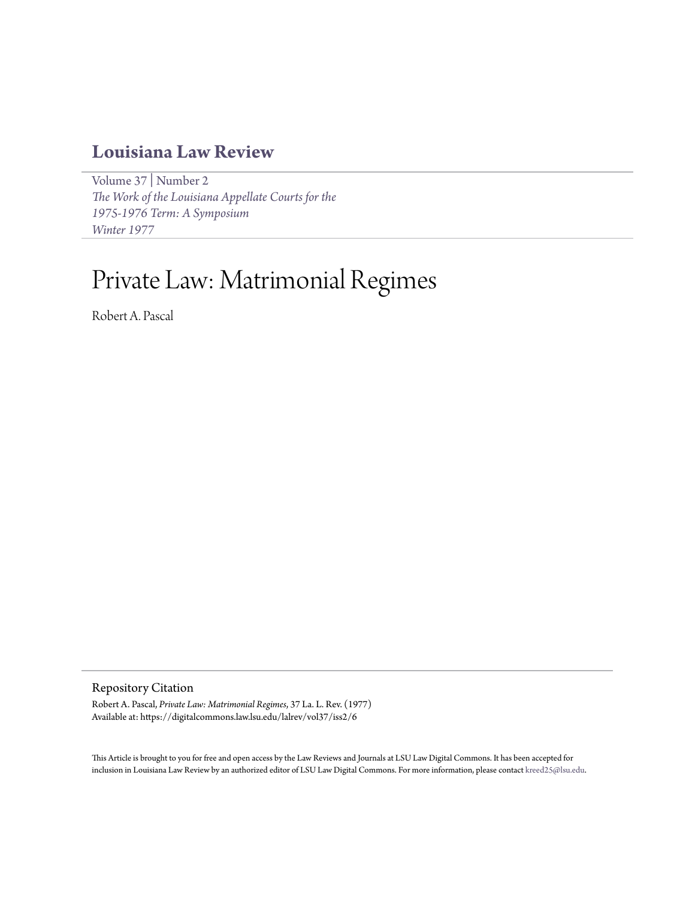# Louisiana Law Review

Volume 37 | Number 2
*The Work of the Louisiana Appellate Courts for the 1975-1976 Term: A Symposium*
*Winter 1977*

# Private Law: Matrimonial Regimes

Robert A. Pascal

## Repository Citation

Robert A. Pascal, *Private Law: Matrimonial Regimes*, 37 La. L. Rev. (1977)
Available at: https://digitalcommons.law.lsu.edu/lalrev/vol37/iss2/6

This Article is brought to you for free and open access by the Law Reviews and Journals at LSU Law Digital Commons. It has been accepted for inclusion in Louisiana Law Review by an authorized editor of LSU Law Digital Commons. For more information, please contact kreed25@lsu.edu.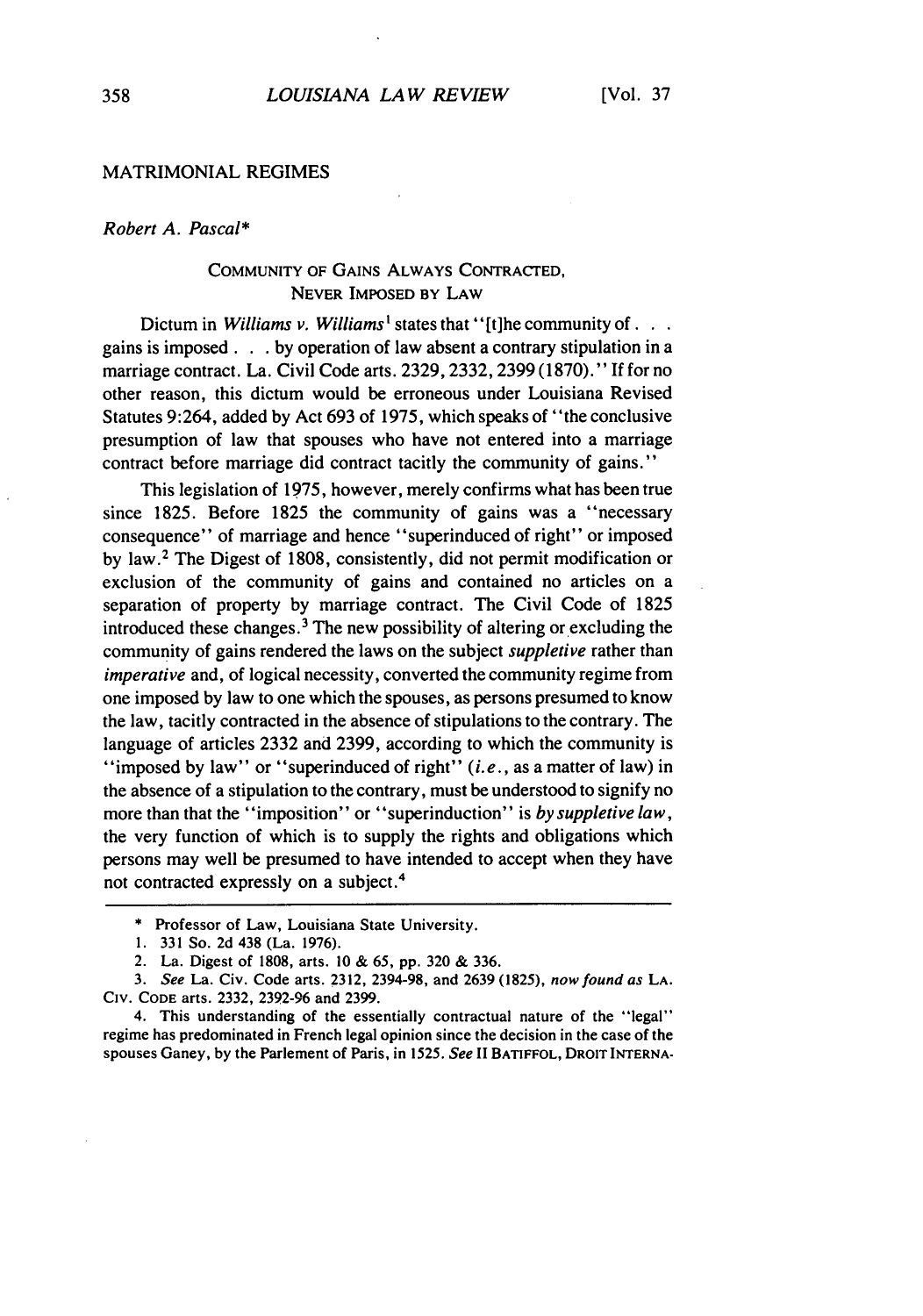## MATRIMONIAL REGIMES

*Robert A. Pascal**

### COMMUNITY OF GAINS ALWAYS CONTRACTED, NEVER IMPOSED BY LAW

Dictum in *Williams v. Williams*[1] states that "[t]he community of . . . gains is imposed . . . by operation of law absent a contrary stipulation in a marriage contract. La. Civil Code arts. 2329, 2332, 2399 (1870)." If for no other reason, this dictum would be erroneous under Louisiana Revised Statutes 9:264, added by Act 693 of 1975, which speaks of "the conclusive presumption of law that spouses who have not entered into a marriage contract before marriage did contract tacitly the community of gains."

This legislation of 1975, however, merely confirms what has been true since 1825. Before 1825 the community of gains was a "necessary consequence" of marriage and hence "superinduced of right" or imposed by law.[2] The Digest of 1808, consistently, did not permit modification or exclusion of the community of gains and contained no articles on a separation of property by marriage contract. The Civil Code of 1825 introduced these changes.[3] The new possibility of altering or excluding the community of gains rendered the laws on the subject *suppletive* rather than *imperative* and, of logical necessity, converted the community regime from one imposed by law to one which the spouses, as persons presumed to know the law, tacitly contracted in the absence of stipulations to the contrary. The language of articles 2332 and 2399, according to which the community is "imposed by law" or "superinduced of right" (*i.e.*, as a matter of law) in the absence of a stipulation to the contrary, must be understood to signify no more than that the "imposition" or "superinduction" is *by suppletive law*, the very function of which is to supply the rights and obligations which persons may well be presumed to have intended to accept when they have not contracted expressly on a subject.[4]

---

\* Professor of Law, Louisiana State University.

1. 331 So. 2d 438 (La. 1976).

2. La. Digest of 1808, arts. 10 & 65, pp. 320 & 336.

3. *See* La. Civ. Code arts. 2312, 2394-98, and 2639 (1825), *now found as* LA. CIV. CODE arts. 2332, 2392-96 and 2399.

4. This understanding of the essentially contractual nature of the "legal" regime has predominated in French legal opinion since the decision in the case of the spouses Ganey, by the Parlement of Paris, in 1525. *See* II BATIFFOL, DROIT INTERNA-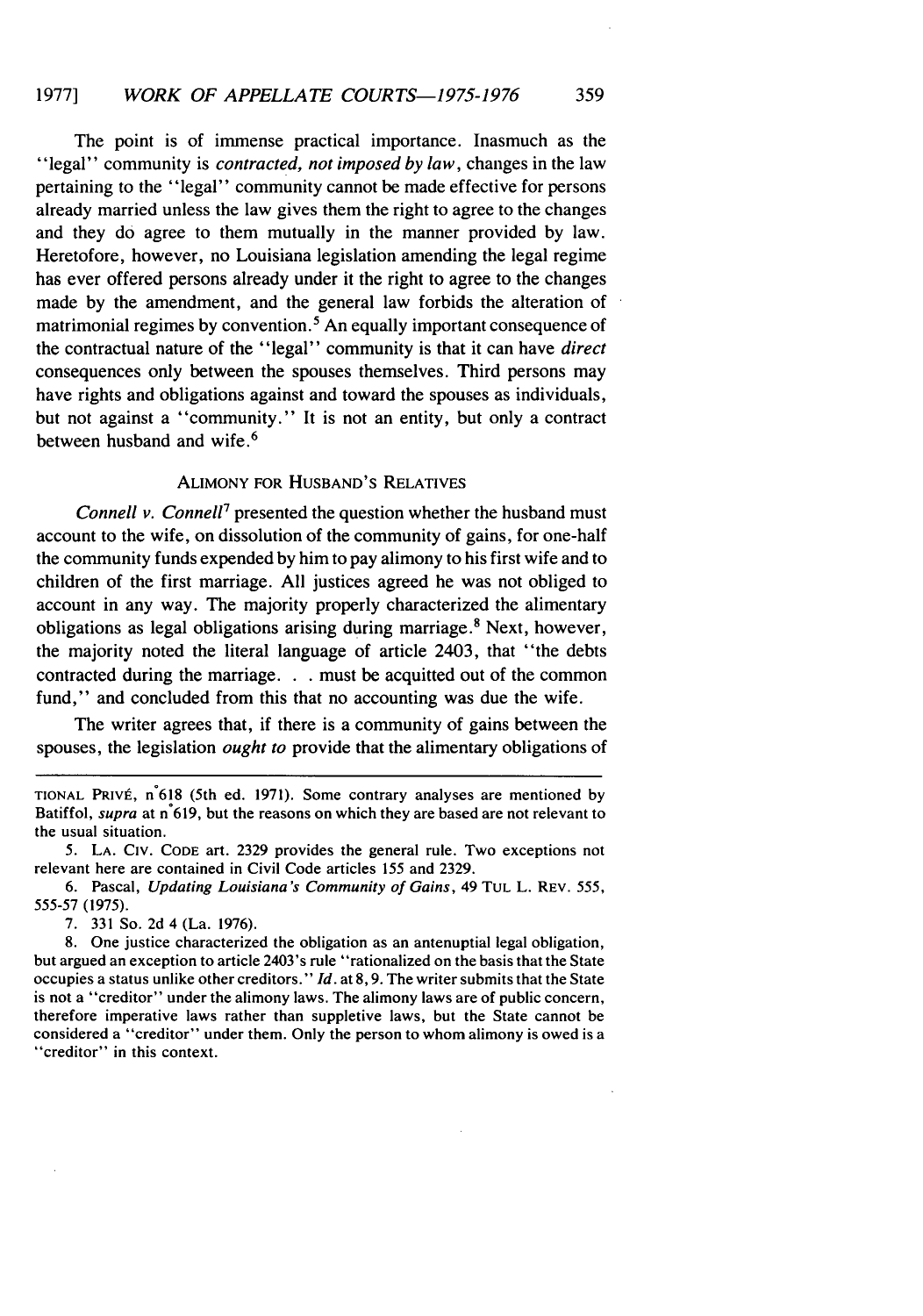The point is of immense practical importance. Inasmuch as the "legal" community is *contracted, not imposed by law*, changes in the law pertaining to the "legal" community cannot be made effective for persons already married unless the law gives them the right to agree to the changes and they do agree to them mutually in the manner provided by law. Heretofore, however, no Louisiana legislation amending the legal regime has ever offered persons already under it the right to agree to the changes made by the amendment, and the general law forbids the alteration of matrimonial regimes by convention.[5] An equally important consequence of the contractual nature of the "legal" community is that it can have *direct* consequences only between the spouses themselves. Third persons may have rights and obligations against and toward the spouses as individuals, but not against a "community." It is not an entity, but only a contract between husband and wife.[6]

## ALIMONY FOR HUSBAND'S RELATIVES

*Connell v. Connell*[7] presented the question whether the husband must account to the wife, on dissolution of the community of gains, for one-half the community funds expended by him to pay alimony to his first wife and to children of the first marriage. All justices agreed he was not obliged to account in any way. The majority properly characterized the alimentary obligations as legal obligations arising during marriage.[8] Next, however, the majority noted the literal language of article 2403, that "the debts contracted during the marriage. . . must be acquitted out of the common fund," and concluded from this that no accounting was due the wife.

The writer agrees that, if there is a community of gains between the spouses, the legislation *ought to* provide that the alimentary obligations of

---

TIONAL PRIVÉ, n°618 (5th ed. 1971). Some contrary analyses are mentioned by Batiffol, *supra* at n°619, but the reasons on which they are based are not relevant to the usual situation.

5. LA. CIV. CODE art. 2329 provides the general rule. Two exceptions not relevant here are contained in Civil Code articles 155 and 2329.

6. Pascal, *Updating Louisiana's Community of Gains*, 49 TUL. L. REV. 555, 555-57 (1975).

7. 331 So. 2d 4 (La. 1976).

8. One justice characterized the obligation as an antenuptial legal obligation, but argued an exception to article 2403's rule "rationalized on the basis that the State occupies a status unlike other creditors." *Id.* at 8, 9. The writer submits that the State is not a "creditor" under the alimony laws. The alimony laws are of public concern, therefore imperative laws rather than suppletive laws, but the State cannot be considered a "creditor" under them. Only the person to whom alimony is owed is a "creditor" in this context.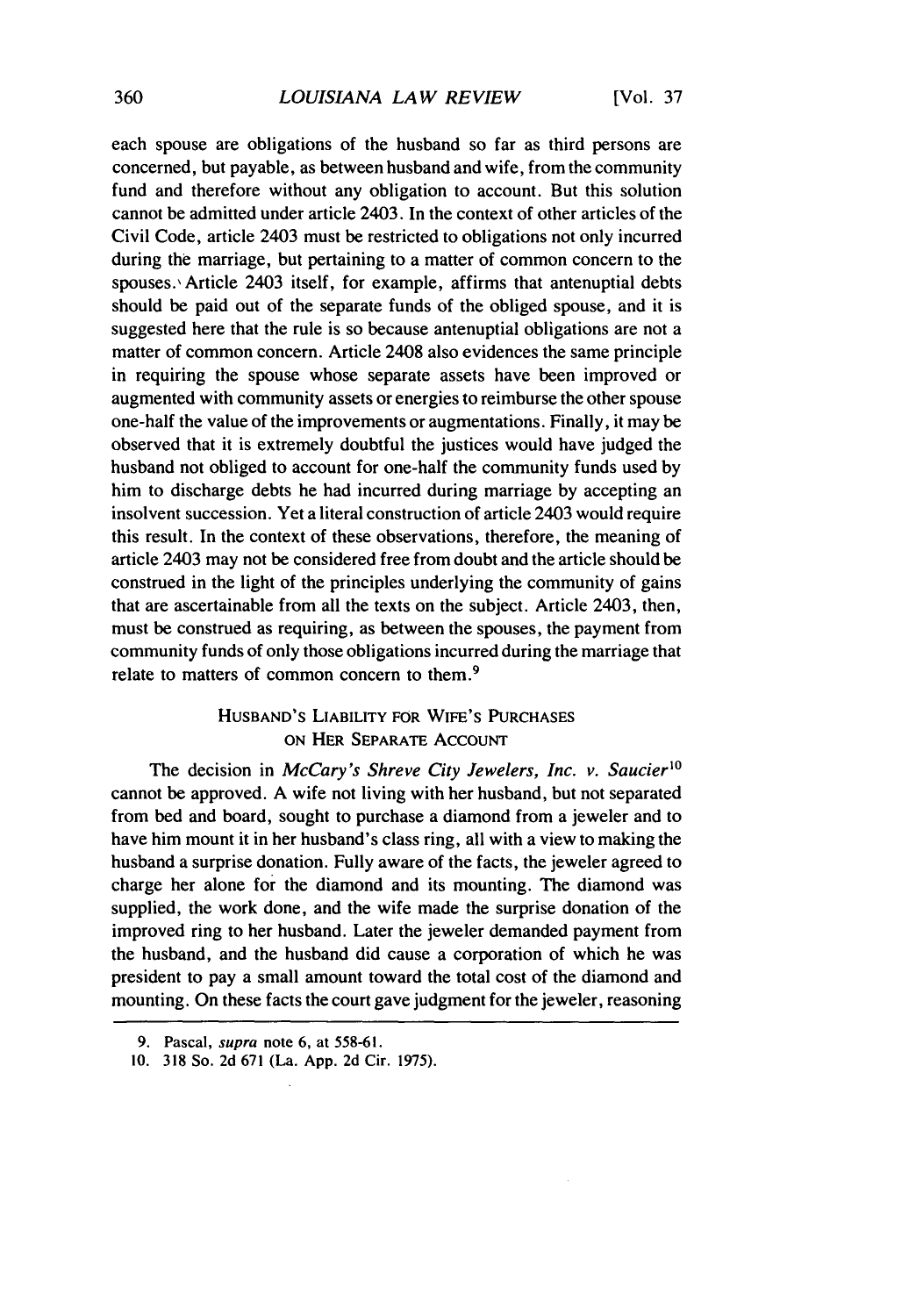each spouse are obligations of the husband so far as third persons are concerned, but payable, as between husband and wife, from the community fund and therefore without any obligation to account. But this solution cannot be admitted under article 2403. In the context of other articles of the Civil Code, article 2403 must be restricted to obligations not only incurred during the marriage, but pertaining to a matter of common concern to the spouses. Article 2403 itself, for example, affirms that antenuptial debts should be paid out of the separate funds of the obliged spouse, and it is suggested here that the rule is so because antenuptial obligations are not a matter of common concern. Article 2408 also evidences the same principle in requiring the spouse whose separate assets have been improved or augmented with community assets or energies to reimburse the other spouse one-half the value of the improvements or augmentations. Finally, it may be observed that it is extremely doubtful the justices would have judged the husband not obliged to account for one-half the community funds used by him to discharge debts he had incurred during marriage by accepting an insolvent succession. Yet a literal construction of article 2403 would require this result. In the context of these observations, therefore, the meaning of article 2403 may not be considered free from doubt and the article should be construed in the light of the principles underlying the community of gains that are ascertainable from all the texts on the subject. Article 2403, then, must be construed as requiring, as between the spouses, the payment from community funds of only those obligations incurred during the marriage that relate to matters of common concern to them.[9]

## HUSBAND'S LIABILITY FOR WIFE'S PURCHASES ON HER SEPARATE ACCOUNT

The decision in *McCary's Shreve City Jewelers, Inc. v. Saucier*[10] cannot be approved. A wife not living with her husband, but not separated from bed and board, sought to purchase a diamond from a jeweler and to have him mount it in her husband's class ring, all with a view to making the husband a surprise donation. Fully aware of the facts, the jeweler agreed to charge her alone for the diamond and its mounting. The diamond was supplied, the work done, and the wife made the surprise donation of the improved ring to her husband. Later the jeweler demanded payment from the husband, and the husband did cause a corporation of which he was president to pay a small amount toward the total cost of the diamond and mounting. On these facts the court gave judgment for the jeweler, reasoning

---

9. Pascal, *supra* note 6, at 558-61.

10. 318 So. 2d 671 (La. App. 2d Cir. 1975).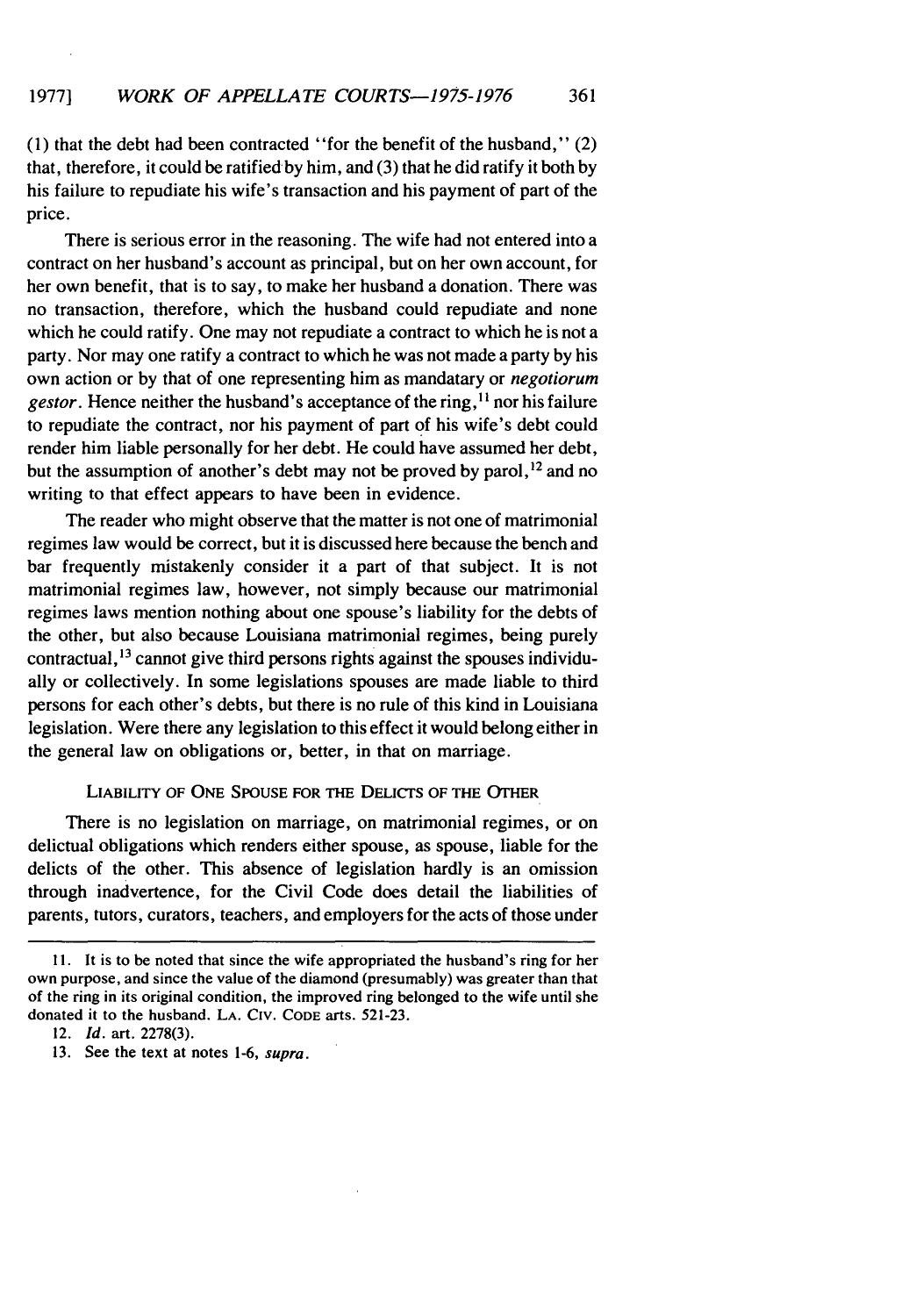(1) that the debt had been contracted "for the benefit of the husband," (2) that, therefore, it could be ratified by him, and (3) that he did ratify it both by his failure to repudiate his wife's transaction and his payment of part of the price.

There is serious error in the reasoning. The wife had not entered into a contract on her husband's account as principal, but on her own account, for her own benefit, that is to say, to make her husband a donation. There was no transaction, therefore, which the husband could repudiate and none which he could ratify. One may not repudiate a contract to which he is not a party. Nor may one ratify a contract to which he was not made a party by his own action or by that of one representing him as mandatary or *negotiorum gestor*. Hence neither the husband's acceptance of the ring,[11] nor his failure to repudiate the contract, nor his payment of part of his wife's debt could render him liable personally for her debt. He could have assumed her debt, but the assumption of another's debt may not be proved by parol,[12] and no writing to that effect appears to have been in evidence.

The reader who might observe that the matter is not one of matrimonial regimes law would be correct, but it is discussed here because the bench and bar frequently mistakenly consider it a part of that subject. It is not matrimonial regimes law, however, not simply because our matrimonial regimes laws mention nothing about one spouse's liability for the debts of the other, but also because Louisiana matrimonial regimes, being purely contractual,[13] cannot give third persons rights against the spouses individually or collectively. In some legislations spouses are made liable to third persons for each other's debts, but there is no rule of this kind in Louisiana legislation. Were there any legislation to this effect it would belong either in the general law on obligations or, better, in that on marriage.

### LIABILITY OF ONE SPOUSE FOR THE DELICTS OF THE OTHER

There is no legislation on marriage, on matrimonial regimes, or on delictual obligations which renders either spouse, as spouse, liable for the delicts of the other. This absence of legislation hardly is an omission through inadvertence, for the Civil Code does detail the liabilities of parents, tutors, curators, teachers, and employers for the acts of those under

---

11. It is to be noted that since the wife appropriated the husband's ring for her own purpose, and since the value of the diamond (presumably) was greater than that of the ring in its original condition, the improved ring belonged to the wife until she donated it to the husband. LA. CIV. CODE arts. 521-23.

12. *Id.* art. 2278(3).

13. See the text at notes 1-6, *supra*.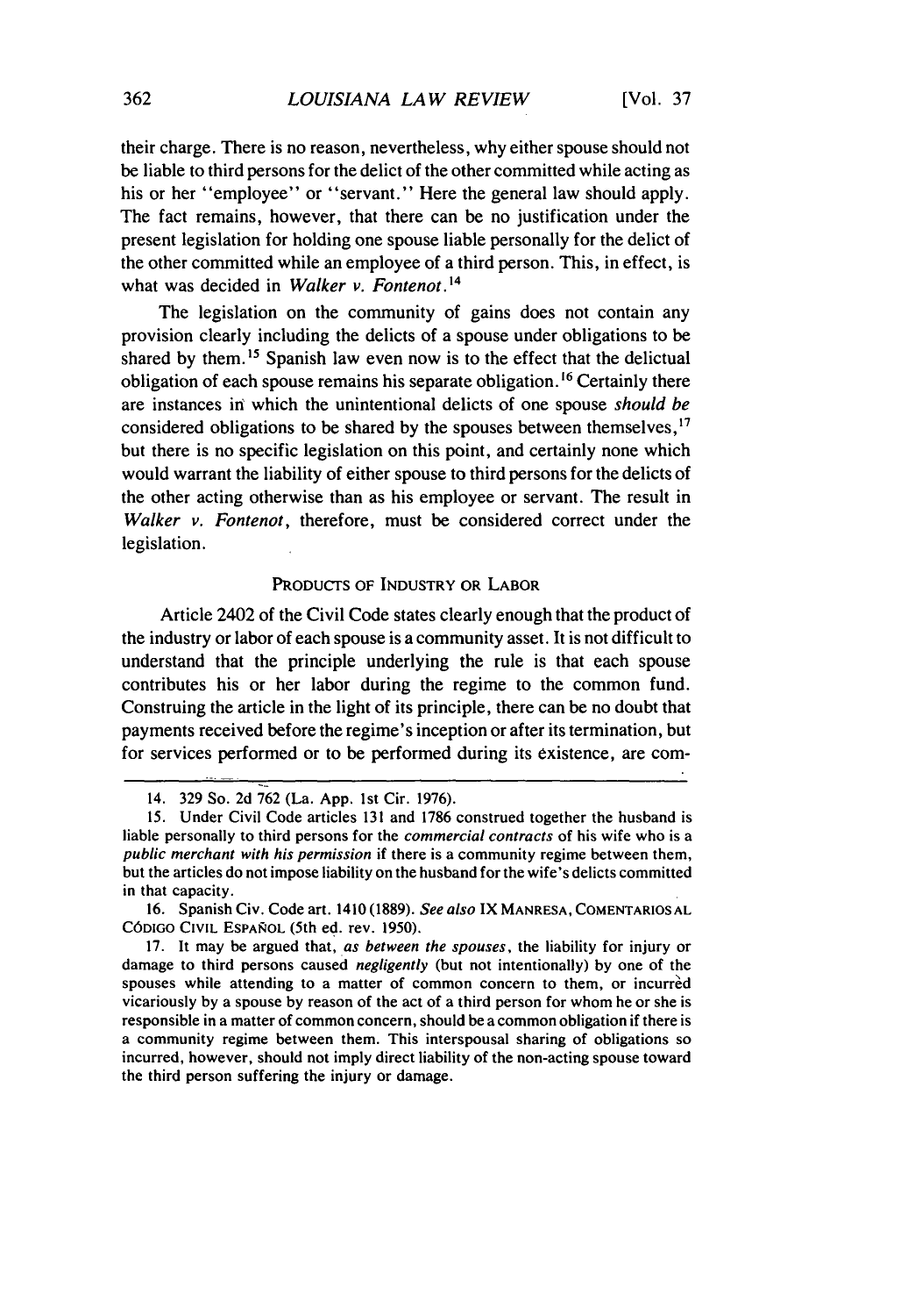their charge. There is no reason, nevertheless, why either spouse should not be liable to third persons for the delict of the other committed while acting as his or her "employee" or "servant." Here the general law should apply. The fact remains, however, that there can be no justification under the present legislation for holding one spouse liable personally for the delict of the other committed while an employee of a third person. This, in effect, is what was decided in *Walker v. Fontenot*.[14]

The legislation on the community of gains does not contain any provision clearly including the delicts of a spouse under obligations to be shared by them.[15] Spanish law even now is to the effect that the delictual obligation of each spouse remains his separate obligation.[16] Certainly there are instances in which the unintentional delicts of one spouse *should be* considered obligations to be shared by the spouses between themselves,[17] but there is no specific legislation on this point, and certainly none which would warrant the liability of either spouse to third persons for the delicts of the other acting otherwise than as his employee or servant. The result in *Walker v. Fontenot*, therefore, must be considered correct under the legislation.

## PRODUCTS OF INDUSTRY OR LABOR

Article 2402 of the Civil Code states clearly enough that the product of the industry or labor of each spouse is a community asset. It is not difficult to understand that the principle underlying the rule is that each spouse contributes his or her labor during the regime to the common fund. Construing the article in the light of its principle, there can be no doubt that payments received before the regime's inception or after its termination, but for services performed or to be performed during its existence, are com-

---

14. 329 So. 2d 762 (La. App. 1st Cir. 1976).

15. Under Civil Code articles 131 and 1786 construed together the husband is liable personally to third persons for the *commercial contracts* of his wife who is a *public merchant with his permission* if there is a community regime between them, but the articles do not impose liability on the husband for the wife's delicts committed in that capacity.

16. Spanish Civ. Code art. 1410 (1889). *See also* IX MANRESA, COMENTARIOS AL CÓDIGO CIVIL ESPAÑOL (5th ed. rev. 1950).

17. It may be argued that, *as between the spouses*, the liability for injury or damage to third persons caused *negligently* (but not intentionally) by one of the spouses while attending to a matter of common concern to them, or incurred vicariously by a spouse by reason of the act of a third person for whom he or she is responsible in a matter of common concern, should be a common obligation if there is a community regime between them. This interspousal sharing of obligations so incurred, however, should not imply direct liability of the non-acting spouse toward the third person suffering the injury or damage.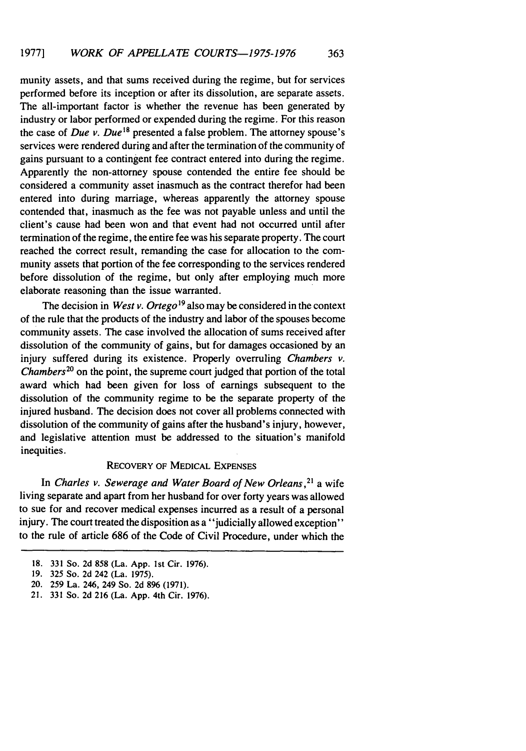munity assets, and that sums received during the regime, but for services performed before its inception or after its dissolution, are separate assets. The all-important factor is whether the revenue has been generated by industry or labor performed or expended during the regime. For this reason the case of *Due v. Due*[18] presented a false problem. The attorney spouse's services were rendered during and after the termination of the community of gains pursuant to a contingent fee contract entered into during the regime. Apparently the non-attorney spouse contended the entire fee should be considered a community asset inasmuch as the contract therefor had been entered into during marriage, whereas apparently the attorney spouse contended that, inasmuch as the fee was not payable unless and until the client's cause had been won and that event had not occurred until after termination of the regime, the entire fee was his separate property. The court reached the correct result, remanding the case for allocation to the community assets that portion of the fee corresponding to the services rendered before dissolution of the regime, but only after employing much more elaborate reasoning than the issue warranted.

The decision in *West v. Ortego*[19] also may be considered in the context of the rule that the products of the industry and labor of the spouses become community assets. The case involved the allocation of sums received after dissolution of the community of gains, but for damages occasioned by an injury suffered during its existence. Properly overruling *Chambers v. Chambers*[20] on the point, the supreme court judged that portion of the total award which had been given for loss of earnings subsequent to the dissolution of the community regime to be the separate property of the injured husband. The decision does not cover all problems connected with dissolution of the community of gains after the husband's injury, however, and legislative attention must be addressed to the situation's manifold inequities.

### RECOVERY OF MEDICAL EXPENSES

In *Charles v. Sewerage and Water Board of New Orleans*,[21] a wife living separate and apart from her husband for over forty years was allowed to sue for and recover medical expenses incurred as a result of a personal injury. The court treated the disposition as a "judicially allowed exception" to the rule of article 686 of the Code of Civil Procedure, under which the

---

18. 331 So. 2d 858 (La. App. 1st Cir. 1976).
19. 325 So. 2d 242 (La. 1975).
20. 259 La. 246, 249 So. 2d 896 (1971).
21. 331 So. 2d 216 (La. App. 4th Cir. 1976).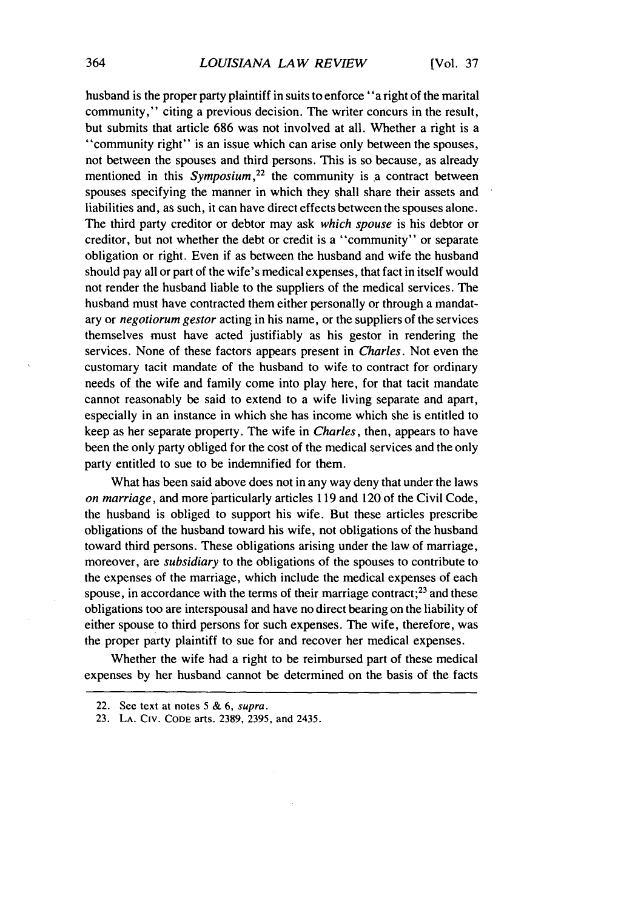husband is the proper party plaintiff in suits to enforce "a right of the marital community," citing a previous decision. The writer concurs in the result, but submits that article 686 was not involved at all. Whether a right is a "community right" is an issue which can arise only between the spouses, not between the spouses and third persons. This is so because, as already mentioned in this *Symposium*,[22] the community is a contract between spouses specifying the manner in which they shall share their assets and liabilities and, as such, it can have direct effects between the spouses alone. The third party creditor or debtor may ask *which spouse* is his debtor or creditor, but not whether the debt or credit is a "community" or separate obligation or right. Even if as between the husband and wife the husband should pay all or part of the wife's medical expenses, that fact in itself would not render the husband liable to the suppliers of the medical services. The husband must have contracted them either personally or through a mandatary or *negotiorum gestor* acting in his name, or the suppliers of the services themselves must have acted justifiably as his gestor in rendering the services. None of these factors appears present in *Charles*. Not even the customary tacit mandate of the husband to wife to contract for ordinary needs of the wife and family come into play here, for that tacit mandate cannot reasonably be said to extend to a wife living separate and apart, especially in an instance in which she has income which she is entitled to keep as her separate property. The wife in *Charles*, then, appears to have been the only party obliged for the cost of the medical services and the only party entitled to sue to be indemnified for them.

What has been said above does not in any way deny that under the laws *on marriage*, and more particularly articles 119 and 120 of the Civil Code, the husband is obliged to support his wife. But these articles prescribe obligations of the husband toward his wife, not obligations of the husband toward third persons. These obligations arising under the law of marriage, moreover, are *subsidiary* to the obligations of the spouses to contribute to the expenses of the marriage, which include the medical expenses of each spouse, in accordance with the terms of their marriage contract;[23] and these obligations too are interspousal and have no direct bearing on the liability of either spouse to third persons for such expenses. The wife, therefore, was the proper party plaintiff to sue for and recover her medical expenses.

Whether the wife had a right to be reimbursed part of these medical expenses by her husband cannot be determined on the basis of the facts

---

22. See text at notes 5 & 6, *supra*.

23. LA. CIV. CODE arts. 2389, 2395, and 2435.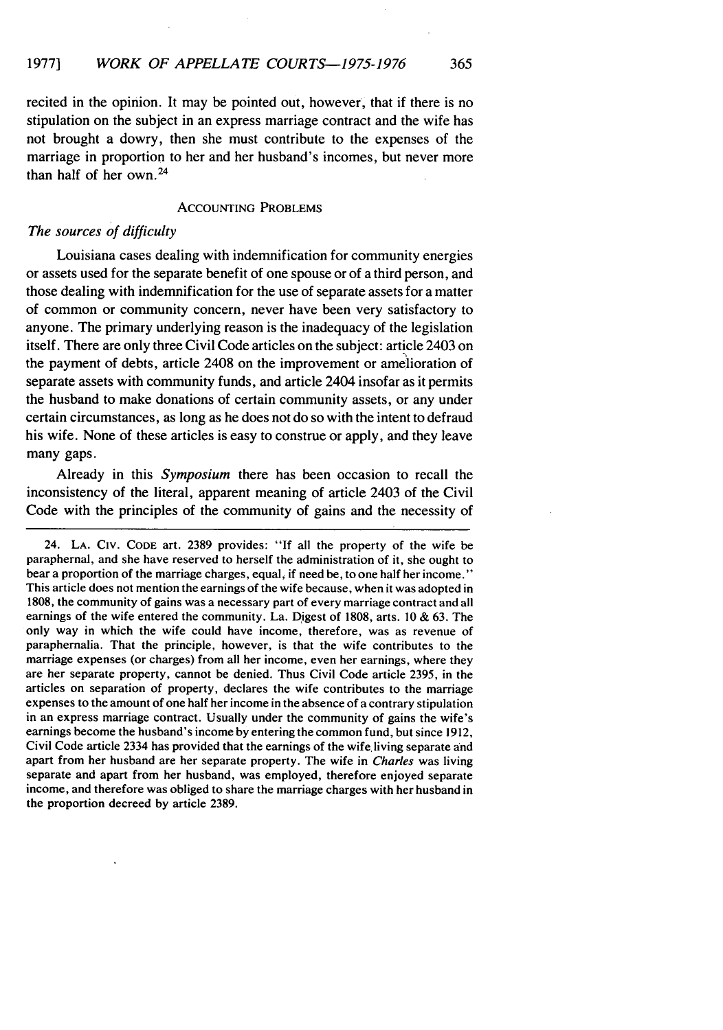recited in the opinion. It may be pointed out, however, that if there is no stipulation on the subject in an express marriage contract and the wife has not brought a dowry, then she must contribute to the expenses of the marriage in proportion to her and her husband's incomes, but never more than half of her own.[24]

## ACCOUNTING PROBLEMS

### *The sources of difficulty*

Louisiana cases dealing with indemnification for community energies or assets used for the separate benefit of one spouse or of a third person, and those dealing with indemnification for the use of separate assets for a matter of common or community concern, never have been very satisfactory to anyone. The primary underlying reason is the inadequacy of the legislation itself. There are only three Civil Code articles on the subject: article 2403 on the payment of debts, article 2408 on the improvement or amelioration of separate assets with community funds, and article 2404 insofar as it permits the husband to make donations of certain community assets, or any under certain circumstances, as long as he does not do so with the intent to defraud his wife. None of these articles is easy to construe or apply, and they leave many gaps.

Already in this *Symposium* there has been occasion to recall the inconsistency of the literal, apparent meaning of article 2403 of the Civil Code with the principles of the community of gains and the necessity of

---

24. LA. CIV. CODE art. 2389 provides: "If all the property of the wife be paraphernal, and she have reserved to herself the administration of it, she ought to bear a proportion of the marriage charges, equal, if need be, to one half her income." This article does not mention the earnings of the wife because, when it was adopted in 1808, the community of gains was a necessary part of every marriage contract and all earnings of the wife entered the community. La. Digest of 1808, arts. 10 & 63. The only way in which the wife could have income, therefore, was as revenue of paraphernalia. That the principle, however, is that the wife contributes to the marriage expenses (or charges) from all her income, even her earnings, where they are her separate property, cannot be denied. Thus Civil Code article 2395, in the articles on separation of property, declares the wife contributes to the marriage expenses to the amount of one half her income in the absence of a contrary stipulation in an express marriage contract. Usually under the community of gains the wife's earnings become the husband's income by entering the common fund, but since 1912, Civil Code article 2334 has provided that the earnings of the wife living separate and apart from her husband are her separate property. The wife in *Charles* was living separate and apart from her husband, was employed, therefore enjoyed separate income, and therefore was obliged to share the marriage charges with her husband in the proportion decreed by article 2389.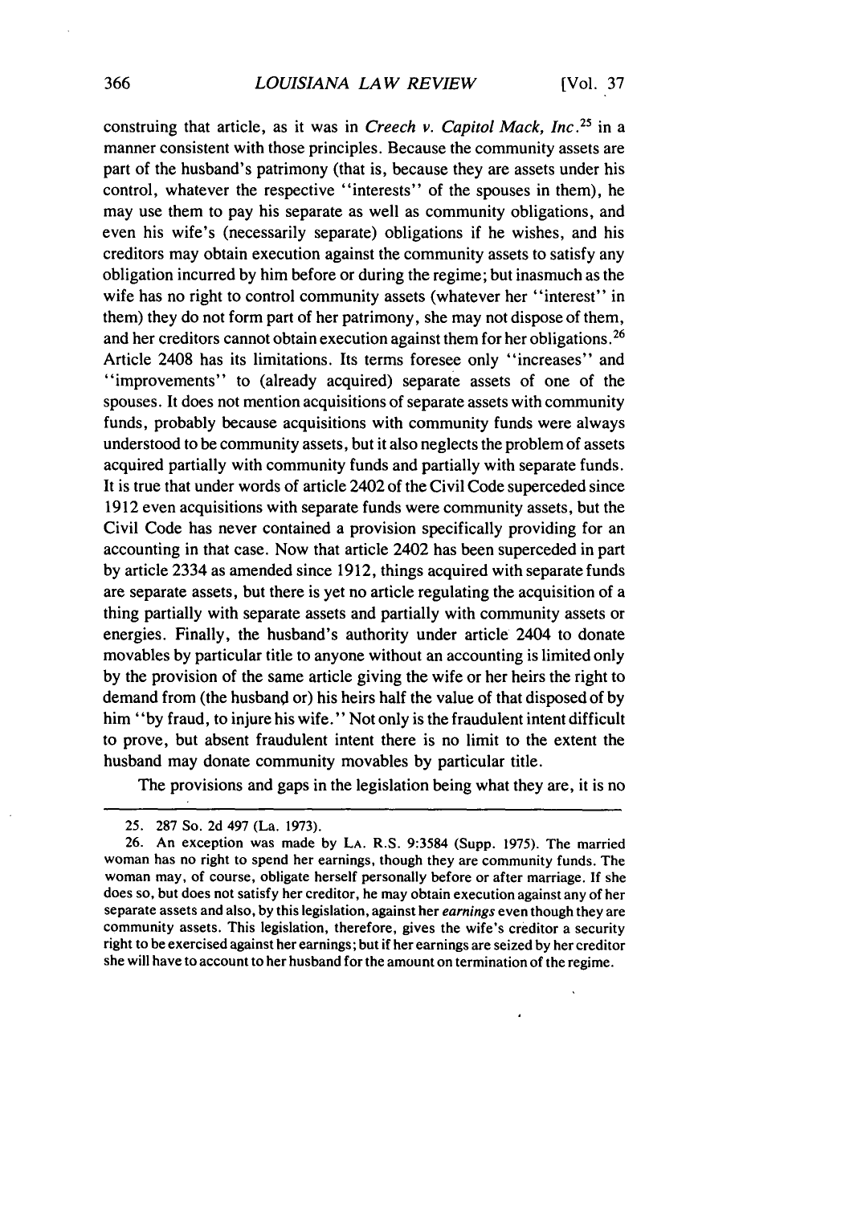construing that article, as it was in *Creech v. Capitol Mack, Inc.*[25] in a manner consistent with those principles. Because the community assets are part of the husband's patrimony (that is, because they are assets under his control, whatever the respective "interests" of the spouses in them), he may use them to pay his separate as well as community obligations, and even his wife's (necessarily separate) obligations if he wishes, and his creditors may obtain execution against the community assets to satisfy any obligation incurred by him before or during the regime; but inasmuch as the wife has no right to control community assets (whatever her "interest" in them) they do not form part of her patrimony, she may not dispose of them, and her creditors cannot obtain execution against them for her obligations.[26] Article 2408 has its limitations. Its terms foresee only "increases" and "improvements" to (already acquired) separate assets of one of the spouses. It does not mention acquisitions of separate assets with community funds, probably because acquisitions with community funds were always understood to be community assets, but it also neglects the problem of assets acquired partially with community funds and partially with separate funds. It is true that under words of article 2402 of the Civil Code superceded since 1912 even acquisitions with separate funds were community assets, but the Civil Code has never contained a provision specifically providing for an accounting in that case. Now that article 2402 has been superceded in part by article 2334 as amended since 1912, things acquired with separate funds are separate assets, but there is yet no article regulating the acquisition of a thing partially with separate assets and partially with community assets or energies. Finally, the husband's authority under article 2404 to donate movables by particular title to anyone without an accounting is limited only by the provision of the same article giving the wife or her heirs the right to demand from (the husband or) his heirs half the value of that disposed of by him "by fraud, to injure his wife." Not only is the fraudulent intent difficult to prove, but absent fraudulent intent there is no limit to the extent the husband may donate community movables by particular title.

The provisions and gaps in the legislation being what they are, it is no

---

25. 287 So. 2d 497 (La. 1973).

26. An exception was made by LA. R.S. 9:3584 (Supp. 1975). The married woman has no right to spend her earnings, though they are community funds. The woman may, of course, obligate herself personally before or after marriage. If she does so, but does not satisfy her creditor, he may obtain execution against any of her separate assets and also, by this legislation, against her *earnings* even though they are community assets. This legislation, therefore, gives the wife's creditor a security right to be exercised against her earnings; but if her earnings are seized by her creditor she will have to account to her husband for the amount on termination of the regime.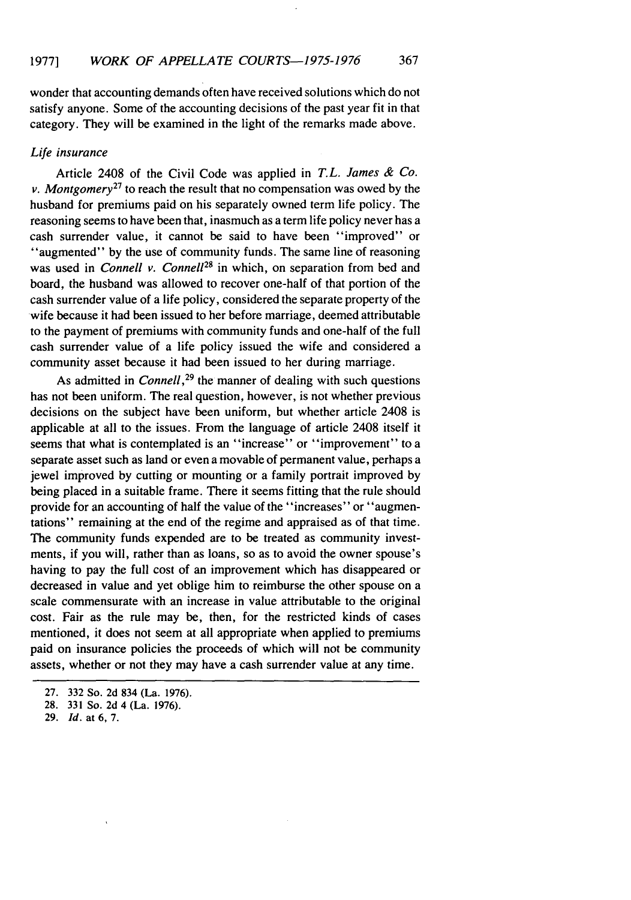wonder that accounting demands often have received solutions which do not satisfy anyone. Some of the accounting decisions of the past year fit in that category. They will be examined in the light of the remarks made above.

*Life insurance*

Article 2408 of the Civil Code was applied in *T.L. James & Co. v. Montgomery*[27] to reach the result that no compensation was owed by the husband for premiums paid on his separately owned term life policy. The reasoning seems to have been that, inasmuch as a term life policy never has a cash surrender value, it cannot be said to have been "improved" or "augmented" by the use of community funds. The same line of reasoning was used in *Connell v. Connell*[28] in which, on separation from bed and board, the husband was allowed to recover one-half of that portion of the cash surrender value of a life policy, considered the separate property of the wife because it had been issued to her before marriage, deemed attributable to the payment of premiums with community funds and one-half of the full cash surrender value of a life policy issued the wife and considered a community asset because it had been issued to her during marriage.

As admitted in *Connell*,[29] the manner of dealing with such questions has not been uniform. The real question, however, is not whether previous decisions on the subject have been uniform, but whether article 2408 is applicable at all to the issues. From the language of article 2408 itself it seems that what is contemplated is an "increase" or "improvement" to a separate asset such as land or even a movable of permanent value, perhaps a jewel improved by cutting or mounting or a family portrait improved by being placed in a suitable frame. There it seems fitting that the rule should provide for an accounting of half the value of the "increases" or "augmentations" remaining at the end of the regime and appraised as of that time. The community funds expended are to be treated as community investments, if you will, rather than as loans, so as to avoid the owner spouse's having to pay the full cost of an improvement which has disappeared or decreased in value and yet oblige him to reimburse the other spouse on a scale commensurate with an increase in value attributable to the original cost. Fair as the rule may be, then, for the restricted kinds of cases mentioned, it does not seem at all appropriate when applied to premiums paid on insurance policies the proceeds of which will not be community assets, whether or not they may have a cash surrender value at any time.

---

27. 332 So. 2d 834 (La. 1976).
28. 331 So. 2d 4 (La. 1976).
29. *Id.* at 6, 7.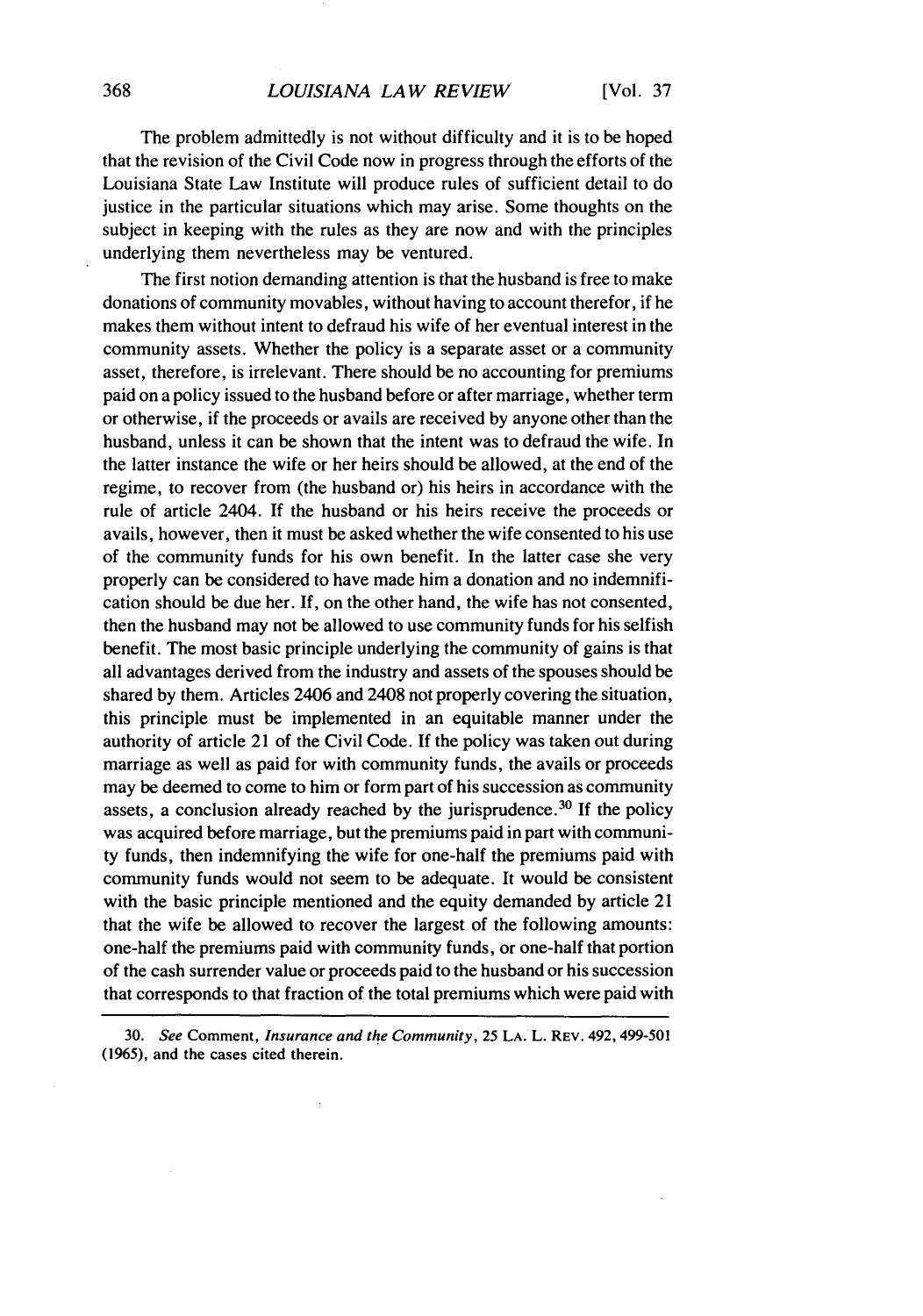The problem admittedly is not without difficulty and it is to be hoped that the revision of the Civil Code now in progress through the efforts of the Louisiana State Law Institute will produce rules of sufficient detail to do justice in the particular situations which may arise. Some thoughts on the subject in keeping with the rules as they are now and with the principles underlying them nevertheless may be ventured.

The first notion demanding attention is that the husband is free to make donations of community movables, without having to account therefor, if he makes them without intent to defraud his wife of her eventual interest in the community assets. Whether the policy is a separate asset or a community asset, therefore, is irrelevant. There should be no accounting for premiums paid on a policy issued to the husband before or after marriage, whether term or otherwise, if the proceeds or avails are received by anyone other than the husband, unless it can be shown that the intent was to defraud the wife. In the latter instance the wife or her heirs should be allowed, at the end of the regime, to recover from (the husband or) his heirs in accordance with the rule of article 2404. If the husband or his heirs receive the proceeds or avails, however, then it must be asked whether the wife consented to his use of the community funds for his own benefit. In the latter case she very properly can be considered to have made him a donation and no indemnification should be due her. If, on the other hand, the wife has not consented, then the husband may not be allowed to use community funds for his selfish benefit. The most basic principle underlying the community of gains is that all advantages derived from the industry and assets of the spouses should be shared by them. Articles 2406 and 2408 not properly covering the situation, this principle must be implemented in an equitable manner under the authority of article 21 of the Civil Code. If the policy was taken out during marriage as well as paid for with community funds, the avails or proceeds may be deemed to come to him or form part of his succession as community assets, a conclusion already reached by the jurisprudence.[30] If the policy was acquired before marriage, but the premiums paid in part with community funds, then indemnifying the wife for one-half the premiums paid with community funds would not seem to be adequate. It would be consistent with the basic principle mentioned and the equity demanded by article 21 that the wife be allowed to recover the largest of the following amounts: one-half the premiums paid with community funds, or one-half that portion of the cash surrender value or proceeds paid to the husband or his succession that corresponds to that fraction of the total premiums which were paid with

---

30. *See* Comment, *Insurance and the Community*, 25 LA. L. REV. 492, 499-501 (1965), and the cases cited therein.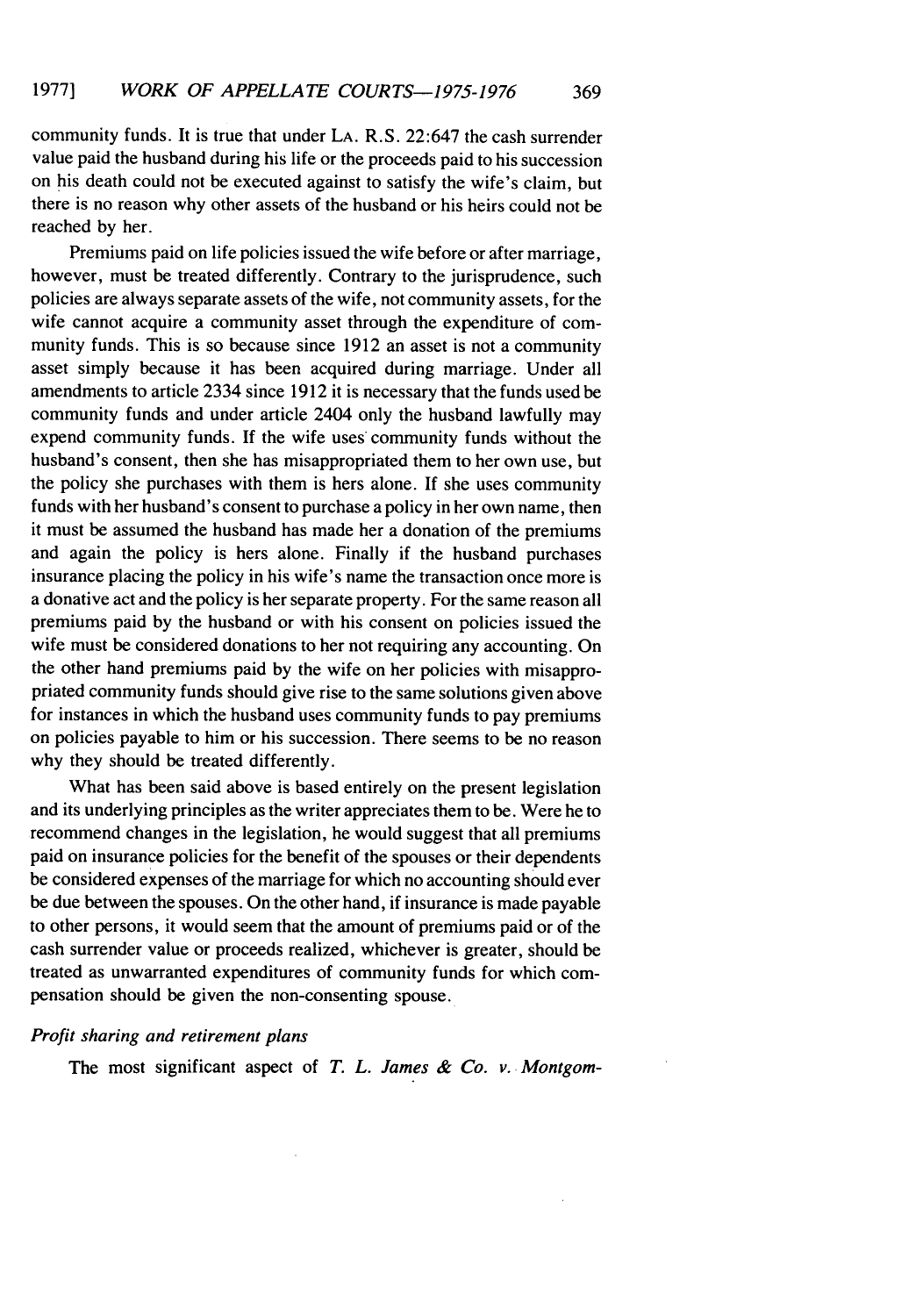community funds. It is true that under LA. R.S. 22:647 the cash surrender value paid the husband during his life or the proceeds paid to his succession on his death could not be executed against to satisfy the wife's claim, but there is no reason why other assets of the husband or his heirs could not be reached by her.

Premiums paid on life policies issued the wife before or after marriage, however, must be treated differently. Contrary to the jurisprudence, such policies are always separate assets of the wife, not community assets, for the wife cannot acquire a community asset through the expenditure of community funds. This is so because since 1912 an asset is not a community asset simply because it has been acquired during marriage. Under all amendments to article 2334 since 1912 it is necessary that the funds used be community funds and under article 2404 only the husband lawfully may expend community funds. If the wife uses community funds without the husband's consent, then she has misappropriated them to her own use, but the policy she purchases with them is hers alone. If she uses community funds with her husband's consent to purchase a policy in her own name, then it must be assumed the husband has made her a donation of the premiums and again the policy is hers alone. Finally if the husband purchases insurance placing the policy in his wife's name the transaction once more is a donative act and the policy is her separate property. For the same reason all premiums paid by the husband or with his consent on policies issued the wife must be considered donations to her not requiring any accounting. On the other hand premiums paid by the wife on her policies with misappropriated community funds should give rise to the same solutions given above for instances in which the husband uses community funds to pay premiums on policies payable to him or his succession. There seems to be no reason why they should be treated differently.

What has been said above is based entirely on the present legislation and its underlying principles as the writer appreciates them to be. Were he to recommend changes in the legislation, he would suggest that all premiums paid on insurance policies for the benefit of the spouses or their dependents be considered expenses of the marriage for which no accounting should ever be due between the spouses. On the other hand, if insurance is made payable to other persons, it would seem that the amount of premiums paid or of the cash surrender value or proceeds realized, whichever is greater, should be treated as unwarranted expenditures of community funds for which compensation should be given the non-consenting spouse.

*Profit sharing and retirement plans*

The most significant aspect of *T. L. James & Co. v. Montgom-*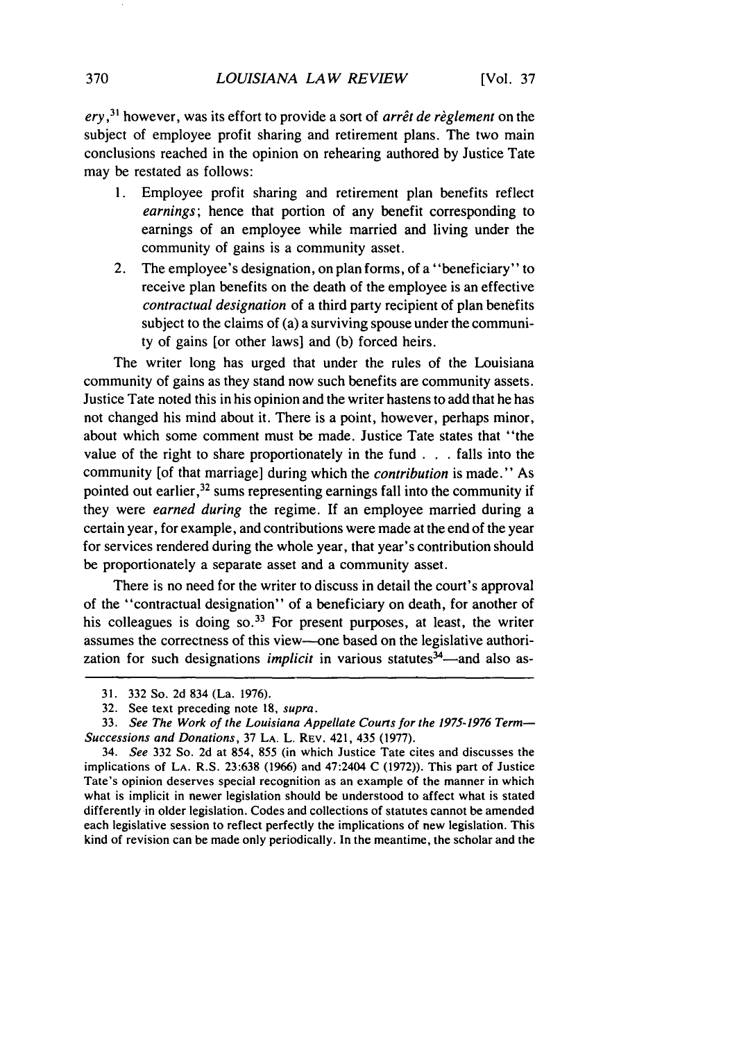*ery*,[31] however, was its effort to provide a sort of *arrêt de règlement* on the subject of employee profit sharing and retirement plans. The two main conclusions reached in the opinion on rehearing authored by Justice Tate may be restated as follows:

1. Employee profit sharing and retirement plan benefits reflect *earnings*; hence that portion of any benefit corresponding to earnings of an employee while married and living under the community of gains is a community asset.
2. The employee's designation, on plan forms, of a "beneficiary" to receive plan benefits on the death of the employee is an effective *contractual designation* of a third party recipient of plan benefits subject to the claims of (a) a surviving spouse under the community of gains [or other laws] and (b) forced heirs.

The writer long has urged that under the rules of the Louisiana community of gains as they stand now such benefits are community assets. Justice Tate noted this in his opinion and the writer hastens to add that he has not changed his mind about it. There is a point, however, perhaps minor, about which some comment must be made. Justice Tate states that "the value of the right to share proportionately in the fund . . . falls into the community [of that marriage] during which the *contribution* is made." As pointed out earlier,[32] sums representing earnings fall into the community if they were *earned during* the regime. If an employee married during a certain year, for example, and contributions were made at the end of the year for services rendered during the whole year, that year's contribution should be proportionately a separate asset and a community asset.

There is no need for the writer to discuss in detail the court's approval of the "contractual designation" of a beneficiary on death, for another of his colleagues is doing so.[33] For present purposes, at least, the writer assumes the correctness of this view—one based on the legislative authorization for such designations *implicit* in various statutes[34]—and also as-

---

31. 332 So. 2d 834 (La. 1976).

32. See text preceding note 18, *supra*.

33. *See The Work of the Louisiana Appellate Courts for the 1975-1976 Term—Successions and Donations*, 37 LA. L. REV. 421, 435 (1977).

34. *See* 332 So. 2d at 854, 855 (in which Justice Tate cites and discusses the implications of LA. R.S. 23:638 (1966) and 47:2404 C (1972)). This part of Justice Tate's opinion deserves special recognition as an example of the manner in which what is implicit in newer legislation should be understood to affect what is stated differently in older legislation. Codes and collections of statutes cannot be amended each legislative session to reflect perfectly the implications of new legislation. This kind of revision can be made only periodically. In the meantime, the scholar and the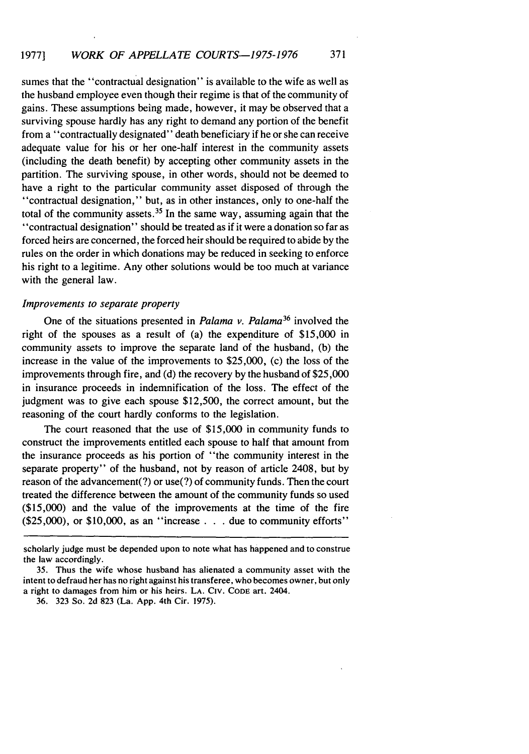sumes that the "contractual designation" is available to the wife as well as the husband employee even though their regime is that of the community of gains. These assumptions being made, however, it may be observed that a surviving spouse hardly has any right to demand any portion of the benefit from a "contractually designated" death beneficiary if he or she can receive adequate value for his or her one-half interest in the community assets (including the death benefit) by accepting other community assets in the partition. The surviving spouse, in other words, should not be deemed to have a right to the particular community asset disposed of through the "contractual designation," but, as in other instances, only to one-half the total of the community assets.[35] In the same way, assuming again that the "contractual designation" should be treated as if it were a donation so far as forced heirs are concerned, the forced heir should be required to abide by the rules on the order in which donations may be reduced in seeking to enforce his right to a legitime. Any other solutions would be too much at variance with the general law.

*Improvements to separate property*

One of the situations presented in *Palama v. Palama*[36] involved the right of the spouses as a result of (a) the expenditure of $15,000 in community assets to improve the separate land of the husband, (b) the increase in the value of the improvements to $25,000, (c) the loss of the improvements through fire, and (d) the recovery by the husband of $25,000 in insurance proceeds in indemnification of the loss. The effect of the judgment was to give each spouse $12,500, the correct amount, but the reasoning of the court hardly conforms to the legislation.

The court reasoned that the use of $15,000 in community funds to construct the improvements entitled each spouse to half that amount from the insurance proceeds as his portion of "the community interest in the separate property" of the husband, not by reason of article 2408, but by reason of the advancement(?) or use(?) of community funds. Then the court treated the difference between the amount of the community funds so used ($15,000) and the value of the improvements at the time of the fire ($25,000), or $10,000, as an "increase . . . due to community efforts"

---

scholarly judge must be depended upon to note what has happened and to construe the law accordingly.

35. Thus the wife whose husband has alienated a community asset with the intent to defraud her has no right against his transferee, who becomes owner, but only a right to damages from him or his heirs. LA. CIV. CODE art. 2404.

36. 323 So. 2d 823 (La. App. 4th Cir. 1975).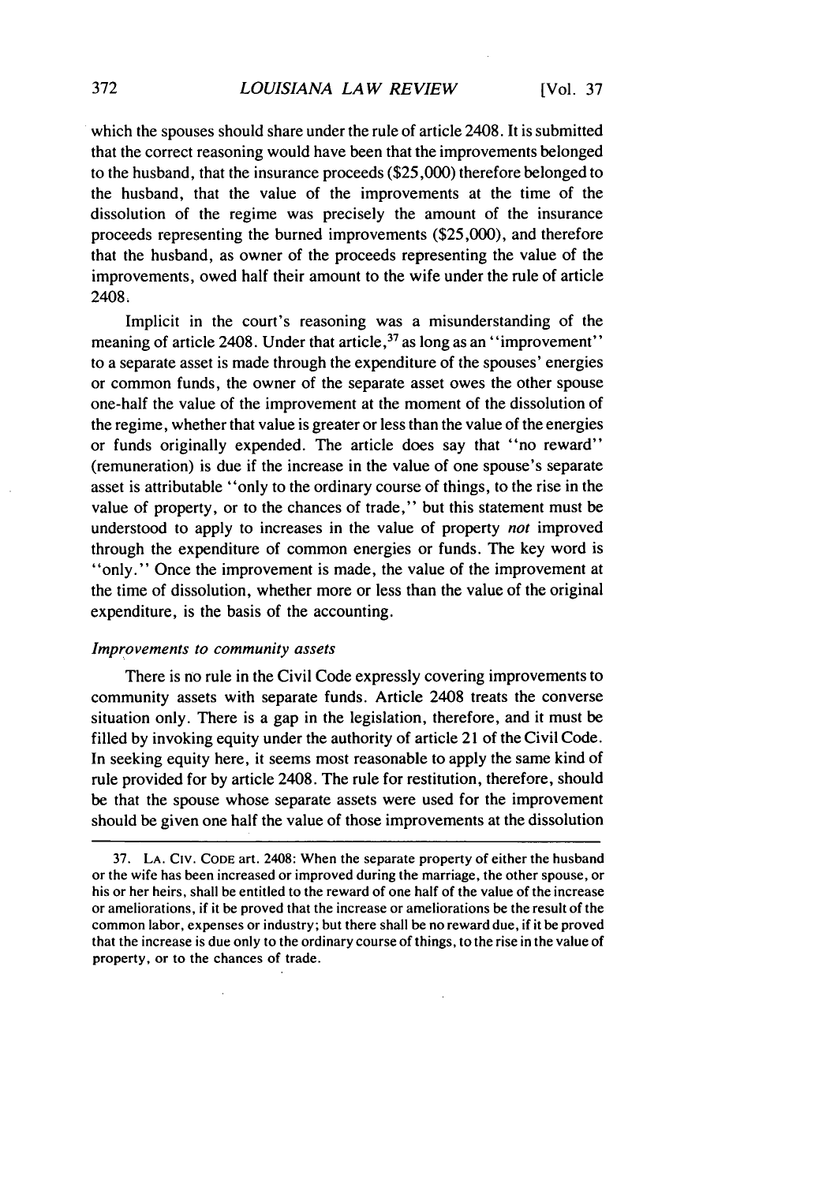which the spouses should share under the rule of article 2408. It is submitted that the correct reasoning would have been that the improvements belonged to the husband, that the insurance proceeds ($25,000) therefore belonged to the husband, that the value of the improvements at the time of the dissolution of the regime was precisely the amount of the insurance proceeds representing the burned improvements ($25,000), and therefore that the husband, as owner of the proceeds representing the value of the improvements, owed half their amount to the wife under the rule of article 2408.

Implicit in the court's reasoning was a misunderstanding of the meaning of article 2408. Under that article,[37] as long as an "improvement" to a separate asset is made through the expenditure of the spouses' energies or common funds, the owner of the separate asset owes the other spouse one-half the value of the improvement at the moment of the dissolution of the regime, whether that value is greater or less than the value of the energies or funds originally expended. The article does say that "no reward" (remuneration) is due if the increase in the value of one spouse's separate asset is attributable "only to the ordinary course of things, to the rise in the value of property, or to the chances of trade," but this statement must be understood to apply to increases in the value of property *not* improved through the expenditure of common energies or funds. The key word is "only." Once the improvement is made, the value of the improvement at the time of dissolution, whether more or less than the value of the original expenditure, is the basis of the accounting.

*Improvements to community assets*

There is no rule in the Civil Code expressly covering improvements to community assets with separate funds. Article 2408 treats the converse situation only. There is a gap in the legislation, therefore, and it must be filled by invoking equity under the authority of article 21 of the Civil Code. In seeking equity here, it seems most reasonable to apply the same kind of rule provided for by article 2408. The rule for restitution, therefore, should be that the spouse whose separate assets were used for the improvement should be given one half the value of those improvements at the dissolution

---

37. LA. CIV. CODE art. 2408: When the separate property of either the husband or the wife has been increased or improved during the marriage, the other spouse, or his or her heirs, shall be entitled to the reward of one half of the value of the increase or ameliorations, if it be proved that the increase or ameliorations be the result of the common labor, expenses or industry; but there shall be no reward due, if it be proved that the increase is due only to the ordinary course of things, to the rise in the value of property, or to the chances of trade.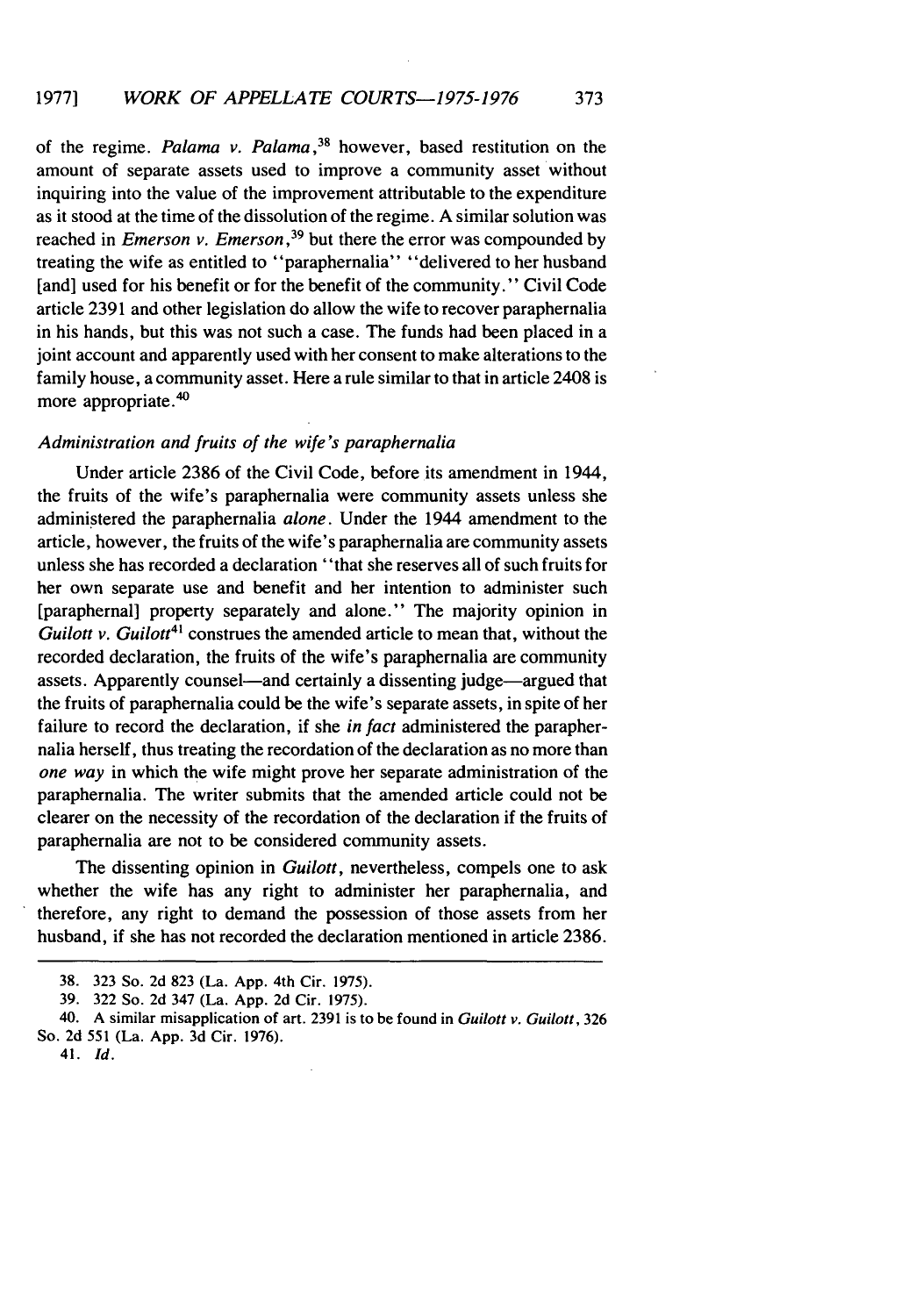of the regime. *Palama v. Palama*,[38] however, based restitution on the amount of separate assets used to improve a community asset without inquiring into the value of the improvement attributable to the expenditure as it stood at the time of the dissolution of the regime. A similar solution was reached in *Emerson v. Emerson*,[39] but there the error was compounded by treating the wife as entitled to "paraphernalia" "delivered to her husband [and] used for his benefit or for the benefit of the community." Civil Code article 2391 and other legislation do allow the wife to recover paraphernalia in his hands, but this was not such a case. The funds had been placed in a joint account and apparently used with her consent to make alterations to the family house, a community asset. Here a rule similar to that in article 2408 is more appropriate.[40]

### *Administration and fruits of the wife's paraphernalia*

Under article 2386 of the Civil Code, before its amendment in 1944, the fruits of the wife's paraphernalia were community assets unless she administered the paraphernalia *alone*. Under the 1944 amendment to the article, however, the fruits of the wife's paraphernalia are community assets unless she has recorded a declaration "that she reserves all of such fruits for her own separate use and benefit and her intention to administer such [paraphernal] property separately and alone." The majority opinion in *Guilott v. Guilott*[41] construes the amended article to mean that, without the recorded declaration, the fruits of the wife's paraphernalia are community assets. Apparently counsel—and certainly a dissenting judge—argued that the fruits of paraphernalia could be the wife's separate assets, in spite of her failure to record the declaration, if she *in fact* administered the paraphernalia herself, thus treating the recordation of the declaration as no more than *one way* in which the wife might prove her separate administration of the paraphernalia. The writer submits that the amended article could not be clearer on the necessity of the recordation of the declaration if the fruits of paraphernalia are not to be considered community assets.

The dissenting opinion in *Guilott*, nevertheless, compels one to ask whether the wife has any right to administer her paraphernalia, and therefore, any right to demand the possession of those assets from her husband, if she has not recorded the declaration mentioned in article 2386.

---

38. 323 So. 2d 823 (La. App. 4th Cir. 1975).

39. 322 So. 2d 347 (La. App. 2d Cir. 1975).

40. A similar misapplication of art. 2391 is to be found in *Guilott v. Guilott*, 326 So. 2d 551 (La. App. 3d Cir. 1976).

41. *Id.*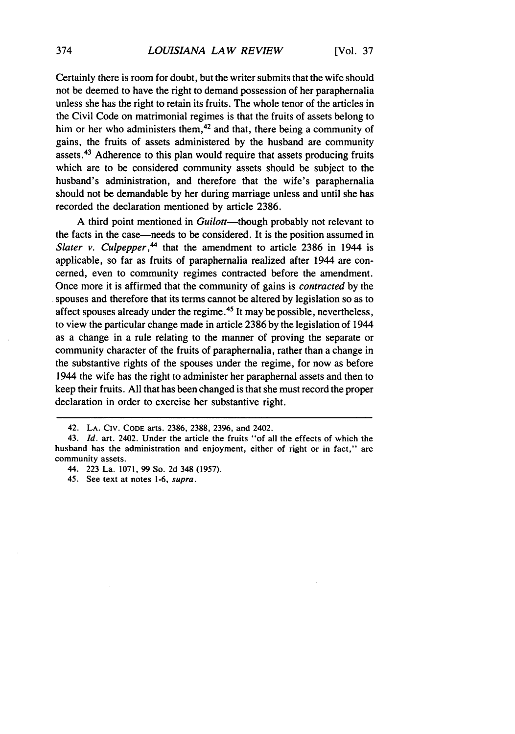Certainly there is room for doubt, but the writer submits that the wife should not be deemed to have the right to demand possession of her paraphernalia unless she has the right to retain its fruits. The whole tenor of the articles in the Civil Code on matrimonial regimes is that the fruits of assets belong to him or her who administers them,[42] and that, there being a community of gains, the fruits of assets administered by the husband are community assets.[43] Adherence to this plan would require that assets producing fruits which are to be considered community assets should be subject to the husband's administration, and therefore that the wife's paraphernalia should not be demandable by her during marriage unless and until she has recorded the declaration mentioned by article 2386.

A third point mentioned in *Guilott*—though probably not relevant to the facts in the case—needs to be considered. It is the position assumed in *Slater v. Culpepper*,[44] that the amendment to article 2386 in 1944 is applicable, so far as fruits of paraphernalia realized after 1944 are concerned, even to community regimes contracted before the amendment. Once more it is affirmed that the community of gains is *contracted* by the spouses and therefore that its terms cannot be altered by legislation so as to affect spouses already under the regime.[45] It may be possible, nevertheless, to view the particular change made in article 2386 by the legislation of 1944 as a change in a rule relating to the manner of proving the separate or community character of the fruits of paraphernalia, rather than a change in the substantive rights of the spouses under the regime, for now as before 1944 the wife has the right to administer her paraphernal assets and then to keep their fruits. All that has been changed is that she must record the proper declaration in order to exercise her substantive right.

---

42. LA. CIV. CODE arts. 2386, 2388, 2396, and 2402.

43. *Id.* art. 2402. Under the article the fruits "of all the effects of which the husband has the administration and enjoyment, either of right or in fact," are community assets.

44. 223 La. 1071, 99 So. 2d 348 (1957).

45. See text at notes 1-6, *supra*.